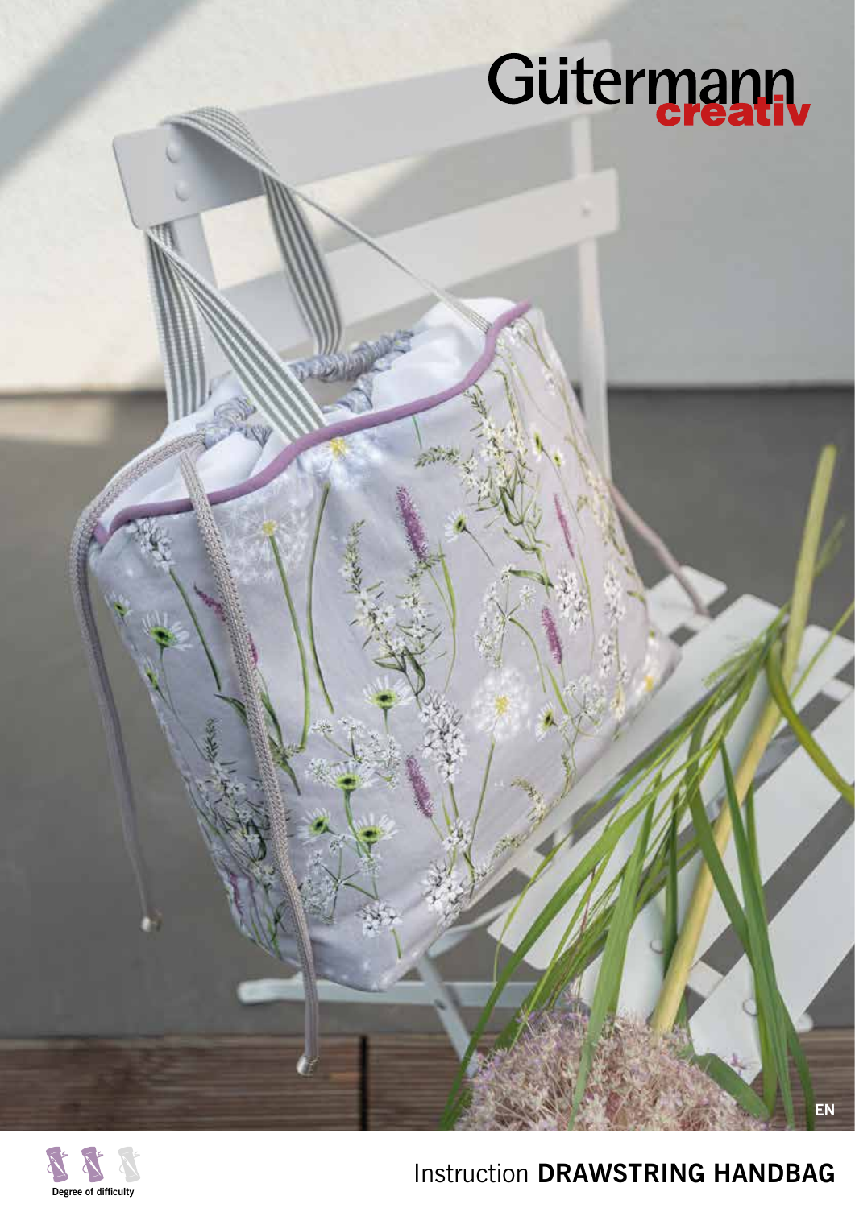Gütermann creativ

EN

Degree of difficulty

# Instruction **DRAWSTRING HANDBAG**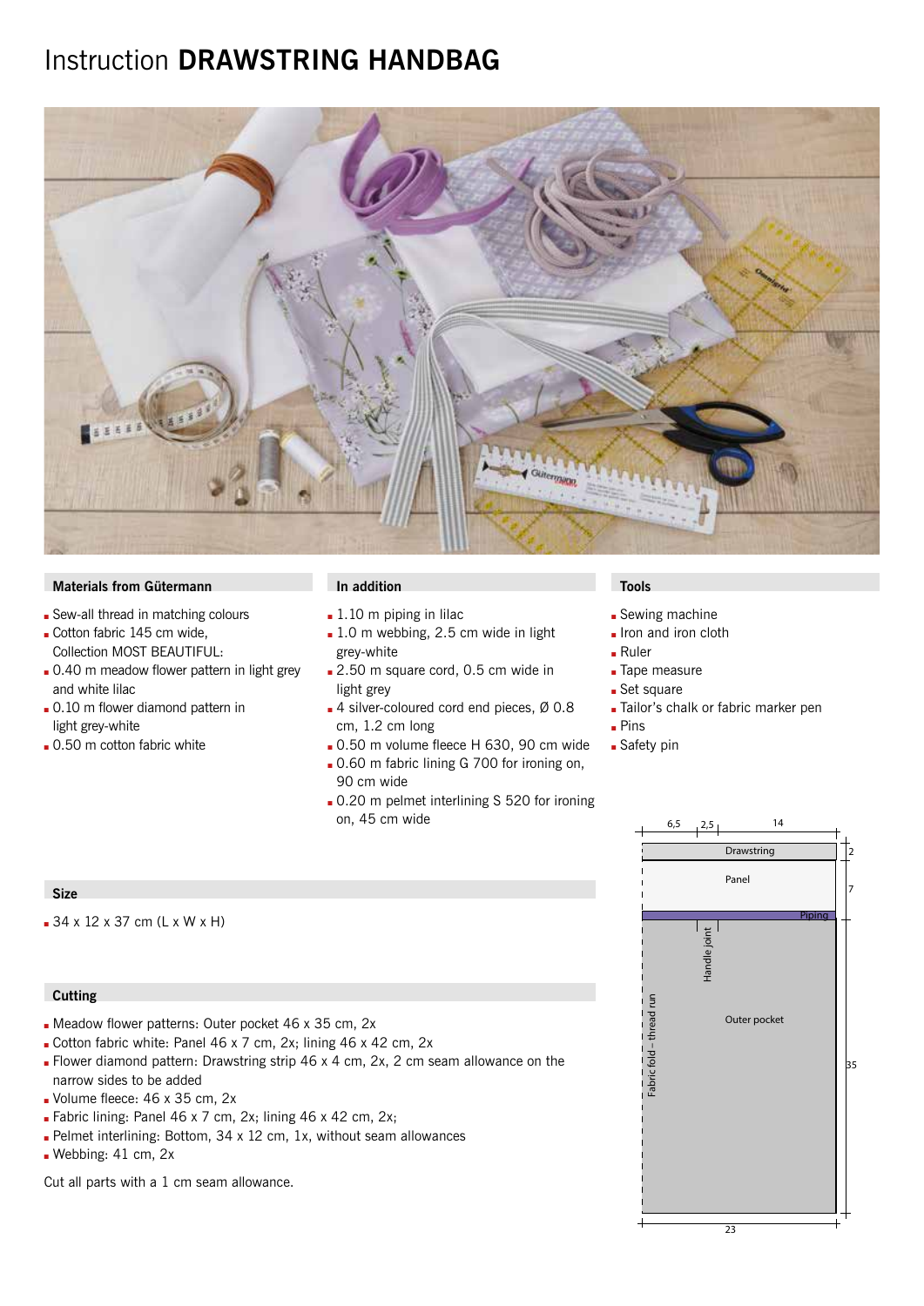# Instruction **DRAWSTRING HANDBAG**

### Materials from Gütermann

- Sew-all thread in matching colours
- Cotton fabric 145 cm wide, Collection MOST BEAUTIFUL:
- 0.40 m meadow flower pattern in light grey and white lilac
- 0.10 m flower diamond pattern in light grey-white
- 0.50 m cotton fabric white

### In addition

- 1.10 m piping in lilac
- 1.0 m webbing, 2.5 cm wide in light grey-white
- 2.50 m square cord, 0.5 cm wide in light grey
- 4 silver-coloured cord end pieces, Ø 0.8 cm, 1.2 cm long
- 0.50 m volume fleece H 630, 90 cm wide
- 0.60 m fabric lining G 700 for ironing on, 90 cm wide
- 0.20 m pelmet interlining S 520 for ironing on, 45 cm wide

### Tools

- Sewing machine
- Iron and iron cloth
- Ruler
- Tape measure
- Set square
- Tailor's chalk or fabric marker pen
- Pins
- Safety pin

### Size

- 34 x 12 x 37 cm (L x W x H)

### Cutting

- Meadow flower patterns: Outer pocket 46 x 35 cm, 2x
- Cotton fabric white: Panel 46 x 7 cm, 2x; lining 46 x 42 cm, 2x
- Flower diamond pattern: Drawstring strip 46 x 4 cm, 2x, 2 cm seam allowance on the narrow sides to be added
- Volume fleece: 46 x 35 cm, 2x
- Fabric lining: Panel 46 x 7 cm, 2x; lining 46 x 42 cm, 2x;
- Pelmet interlining: Bottom, 34 x 12 cm, 1x, without seam allowances
- Webbing: 41 cm, 2x

Cut all parts with a 1 cm seam allowance.

6,5 | 2,5 | 14

Drawstring 2

Panel 7

Piping

Handle joint

Fabric fold – thread run

Outer pocket 35

23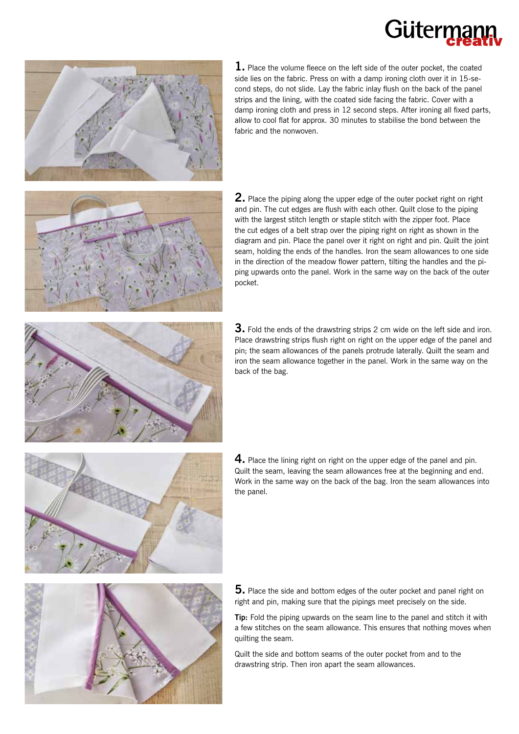**1.** Place the volume fleece on the left side of the outer pocket, the coated side lies on the fabric. Press on with a damp ironing cloth over it in 15-second steps, do not slide. Lay the fabric inlay flush on the back of the panel strips and the lining, with the coated side facing the fabric. Cover with a damp ironing cloth and press in 12 second steps. After ironing all fixed parts, allow to cool flat for approx. 30 minutes to stabilise the bond between the fabric and the nonwoven.

**2.** Place the piping along the upper edge of the outer pocket right on right and pin. The cut edges are flush with each other. Quilt close to the piping with the largest stitch length or staple stitch with the zipper foot. Place the cut edges of a belt strap over the piping right on right as shown in the diagram and pin. Place the panel over it right on right and pin. Quilt the joint seam, holding the ends of the handles. Iron the seam allowances to one side in the direction of the meadow flower pattern, tilting the handles and the piping upwards onto the panel. Work in the same way on the back of the outer pocket.

**3.** Fold the ends of the drawstring strips 2 cm wide on the left side and iron. Place drawstring strips flush right on right on the upper edge of the panel and pin; the seam allowances of the panels protrude laterally. Quilt the seam and iron the seam allowance together in the panel. Work in the same way on the back of the bag.

**4.** Place the lining right on right on the upper edge of the panel and pin. Quilt the seam, leaving the seam allowances free at the beginning and end. Work in the same way on the back of the bag. Iron the seam allowances into the panel.

**5.** Place the side and bottom edges of the outer pocket and panel right on right and pin, making sure that the pipings meet precisely on the side.

**Tip:** Fold the piping upwards on the seam line to the panel and stitch it with a few stitches on the seam allowance. This ensures that nothing moves when quilting the seam.

Quilt the side and bottom seams of the outer pocket from and to the drawstring strip. Then iron apart the seam allowances.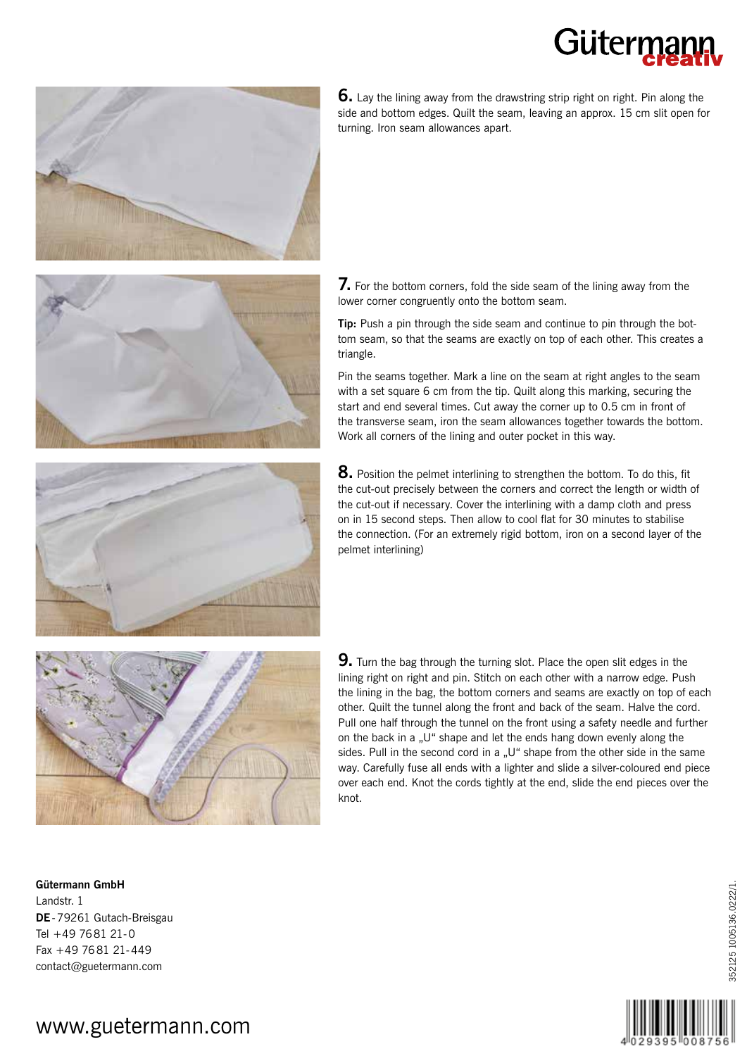**6.** Lay the lining away from the drawstring strip right on right. Pin along the side and bottom edges. Quilt the seam, leaving an approx. 15 cm slit open for turning. Iron seam allowances apart.

**7.** For the bottom corners, fold the side seam of the lining away from the lower corner congruently onto the bottom seam.

**Tip:** Push a pin through the side seam and continue to pin through the bottom seam, so that the seams are exactly on top of each other. This creates a triangle.

Pin the seams together. Mark a line on the seam at right angles to the seam with a set square 6 cm from the tip. Quilt along this marking, securing the start and end several times. Cut away the corner up to 0.5 cm in front of the transverse seam, iron the seam allowances together towards the bottom. Work all corners of the lining and outer pocket in this way.

**8.** Position the pelmet interlining to strengthen the bottom. To do this, fit the cut-out precisely between the corners and correct the length or width of the cut-out if necessary. Cover the interlining with a damp cloth and press on in 15 second steps. Then allow to cool flat for 30 minutes to stabilise the connection. (For an extremely rigid bottom, iron on a second layer of the pelmet interlining)

**9.** Turn the bag through the turning slot. Place the open slit edges in the lining right on right and pin. Stitch on each other with a narrow edge. Push the lining in the bag, the bottom corners and seams are exactly on top of each other. Quilt the tunnel along the front and back of the seam. Halve the cord. Pull one half through the tunnel on the front using a safety needle and further on the back in a „U“ shape and let the ends hang down evenly along the sides. Pull in the second cord in a „U“ shape from the other side in the same way. Carefully fuse all ends with a lighter and slide a silver-coloured end piece over each end. Knot the cords tightly at the end, slide the end pieces over the knot.

**Gütermann GmbH**
Landstr. 1
**DE**-79261 Gutach-Breisgau
Tel +49 7681 21-0
Fax +49 7681 21-449
contact@guetermann.com

www.guetermann.com

352125 1005136.0222/1.